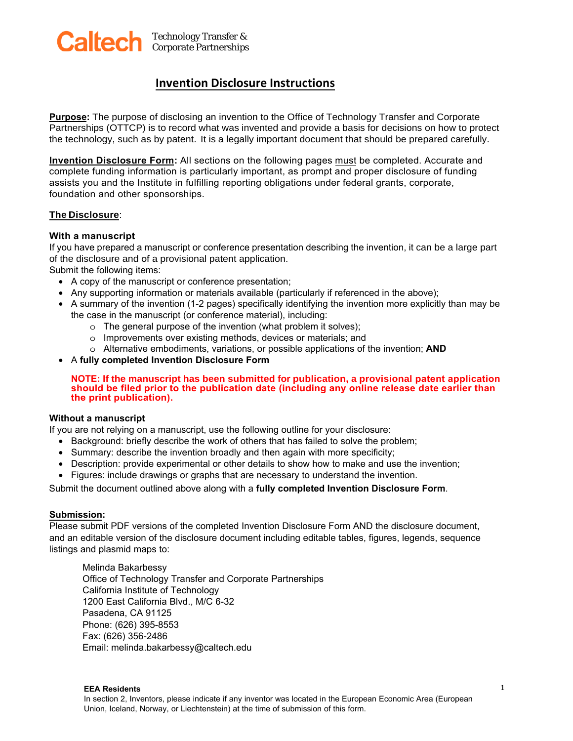Caltech Technology Transfer & Corporate Partnerships

# Invention Disclosure Instructions

**Purpose:** The purpose of disclosing an invention to the Office of Technology Transfer and Corporate Partnerships (OTTCP) is to record what was invented and provide a basis for decisions on how to protect the technology, such as by patent. It is a legally important document that should be prepared carefully.

**Invention Disclosure Form:** All sections on the following pages must be completed. Accurate and complete funding information is particularly important, as prompt and proper disclosure of funding assists you and the Institute in fulfilling reporting obligations under federal grants, corporate, foundation and other sponsorships.

**The Disclosure**:

**With a manuscript**

If you have prepared a manuscript or conference presentation describing the invention, it can be a large part of the disclosure and of a provisional patent application.

Submit the following items:

- A copy of the manuscript or conference presentation;
- Any supporting information or materials available (particularly if referenced in the above);
- A summary of the invention (1-2 pages) specifically identifying the invention more explicitly than may be the case in the manuscript (or conference material), including:
  - The general purpose of the invention (what problem it solves);
  - Improvements over existing methods, devices or materials; and
  - Alternative embodiments, variations, or possible applications of the invention; **AND**
- A **fully completed Invention Disclosure Form**

**NOTE: If the manuscript has been submitted for publication, a provisional patent application should be filed prior to the publication date (including any online release date earlier than the print publication).**

**Without a manuscript**

If you are not relying on a manuscript, use the following outline for your disclosure:

- Background: briefly describe the work of others that has failed to solve the problem;
- Summary: describe the invention broadly and then again with more specificity;
- Description: provide experimental or other details to show how to make and use the invention;
- Figures: include drawings or graphs that are necessary to understand the invention.

Submit the document outlined above along with a **fully completed Invention Disclosure Form**.

**Submission:**

Please submit PDF versions of the completed Invention Disclosure Form AND the disclosure document, and an editable version of the disclosure document including editable tables, figures, legends, sequence listings and plasmid maps to:

Melinda Bakarbessy
Office of Technology Transfer and Corporate Partnerships
California Institute of Technology
1200 East California Blvd., M/C 6-32
Pasadena, CA 91125
Phone: (626) 395-8553
Fax: (626) 356-2486
Email: melinda.bakarbessy@caltech.edu

**EEA Residents**

In section 2, Inventors, please indicate if any inventor was located in the European Economic Area (European Union, Iceland, Norway, or Liechtenstein) at the time of submission of this form.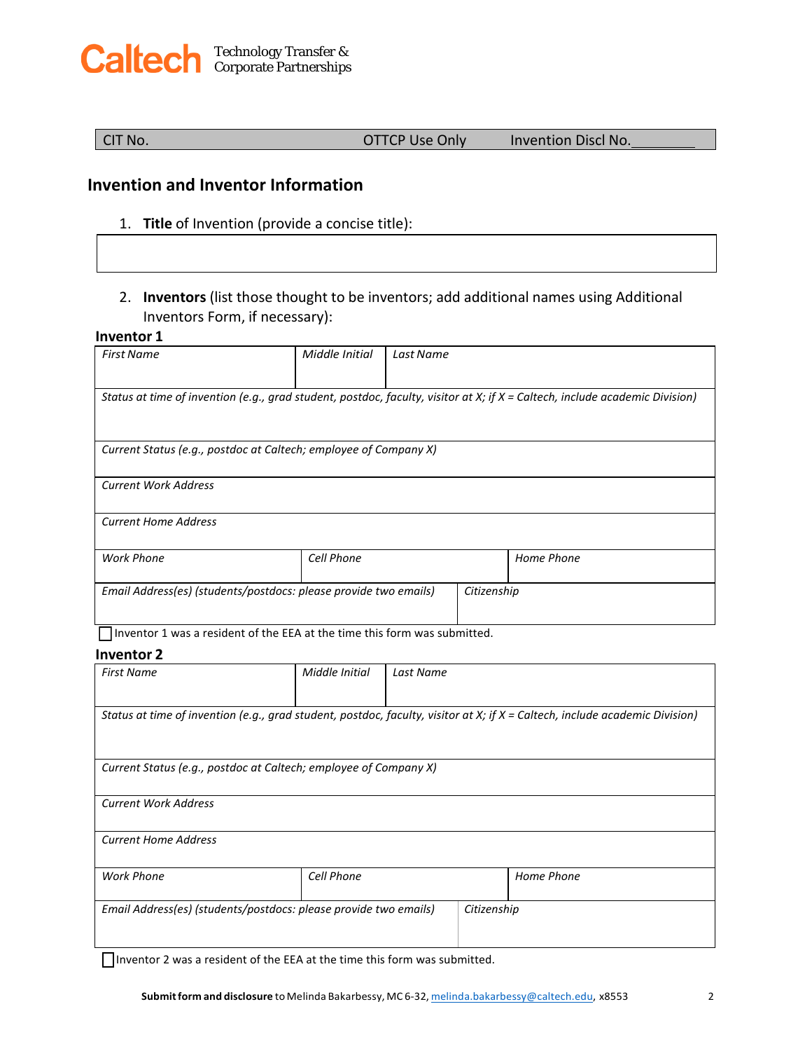Caltech Technology Transfer & Corporate Partnerships

| CIT No. | OTTCP Use Only | Invention Discl No.________ |
|---|---|---|

## Invention and Inventor Information

1. **Title** of Invention (provide a concise title):

| |
|---|
| |

2. **Inventors** (list those thought to be inventors; add additional names using Additional Inventors Form, if necessary):

### Inventor 1

| *First Name* | *Middle Initial* | *Last Name* |
|---|---|---|
| *Status at time of invention (e.g., grad student, postdoc, faculty, visitor at X; if X = Caltech, include academic Division)* | | |
| *Current Status (e.g., postdoc at Caltech; employee of Company X)* | | |
| *Current Work Address* | | |
| *Current Home Address* | | |
| *Work Phone* | *Cell Phone* | *Home Phone* |
| *Email Address(es) (students/postdocs: please provide two emails)* | *Citizenship* | |

☐ Inventor 1 was a resident of the EEA at the time this form was submitted.

### Inventor 2

| *First Name* | *Middle Initial* | *Last Name* |
|---|---|---|
| *Status at time of invention (e.g., grad student, postdoc, faculty, visitor at X; if X = Caltech, include academic Division)* | | |
| *Current Status (e.g., postdoc at Caltech; employee of Company X)* | | |
| *Current Work Address* | | |
| *Current Home Address* | | |
| *Work Phone* | *Cell Phone* | *Home Phone* |
| *Email Address(es) (students/postdocs: please provide two emails)* | *Citizenship* | |

☐ Inventor 2 was a resident of the EEA at the time this form was submitted.

**Submit form and disclosure** to Melinda Bakarbessy, MC 6-32, melinda.bakarbessy@caltech.edu, x8553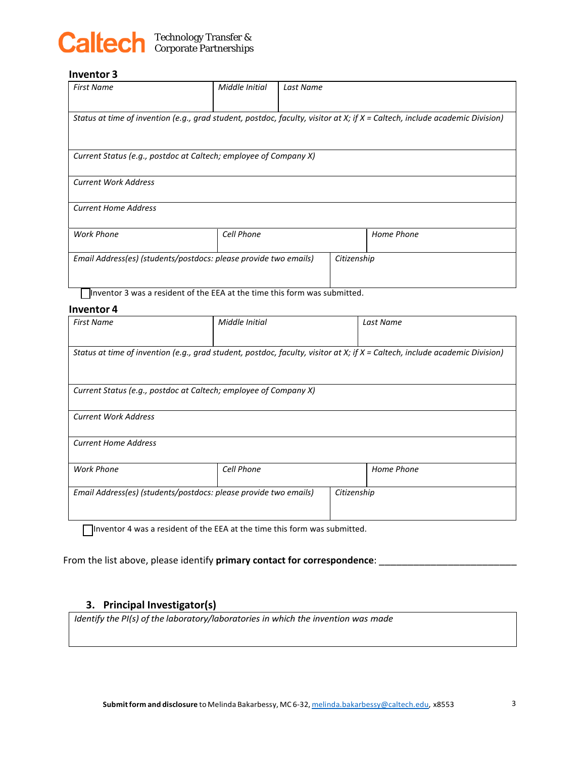**Caltech** Technology Transfer & Corporate Partnerships

### Inventor 3

| *First Name* | *Middle Initial* | *Last Name* |
|---|---|---|
| | | |

| *Status at time of invention (e.g., grad student, postdoc, faculty, visitor at X; if X = Caltech, include academic Division)* |
|---|
| *Current Status (e.g., postdoc at Caltech; employee of Company X)* |
| *Current Work Address* |
| *Current Home Address* |

| *Work Phone* | *Cell Phone* | *Home Phone* |
|---|---|---|
| | | |

| *Email Address(es) (students/postdocs: please provide two emails)* | *Citizenship* |
|---|---|
| | |

☐ Inventor 3 was a resident of the EEA at the time this form was submitted.

### Inventor 4

| *First Name* | *Middle Initial* | *Last Name* |
|---|---|---|
| | | |

| *Status at time of invention (e.g., grad student, postdoc, faculty, visitor at X; if X = Caltech, include academic Division)* |
|---|
| *Current Status (e.g., postdoc at Caltech; employee of Company X)* |
| *Current Work Address* |
| *Current Home Address* |

| *Work Phone* | *Cell Phone* | *Home Phone* |
|---|---|---|
| | | |

| *Email Address(es) (students/postdocs: please provide two emails)* | *Citizenship* |
|---|---|
| | |

☐ Inventor 4 was a resident of the EEA at the time this form was submitted.

From the list above, please identify **primary contact for correspondence**: ___________________________

## 3. Principal Investigator(s)

| *Identify the PI(s) of the laboratory/laboratories in which the invention was made* |
|---|
| |

**Submit form and disclosure** to Melinda Bakarbessy, MC 6-32, melinda.bakarbessy@caltech.edu, x8553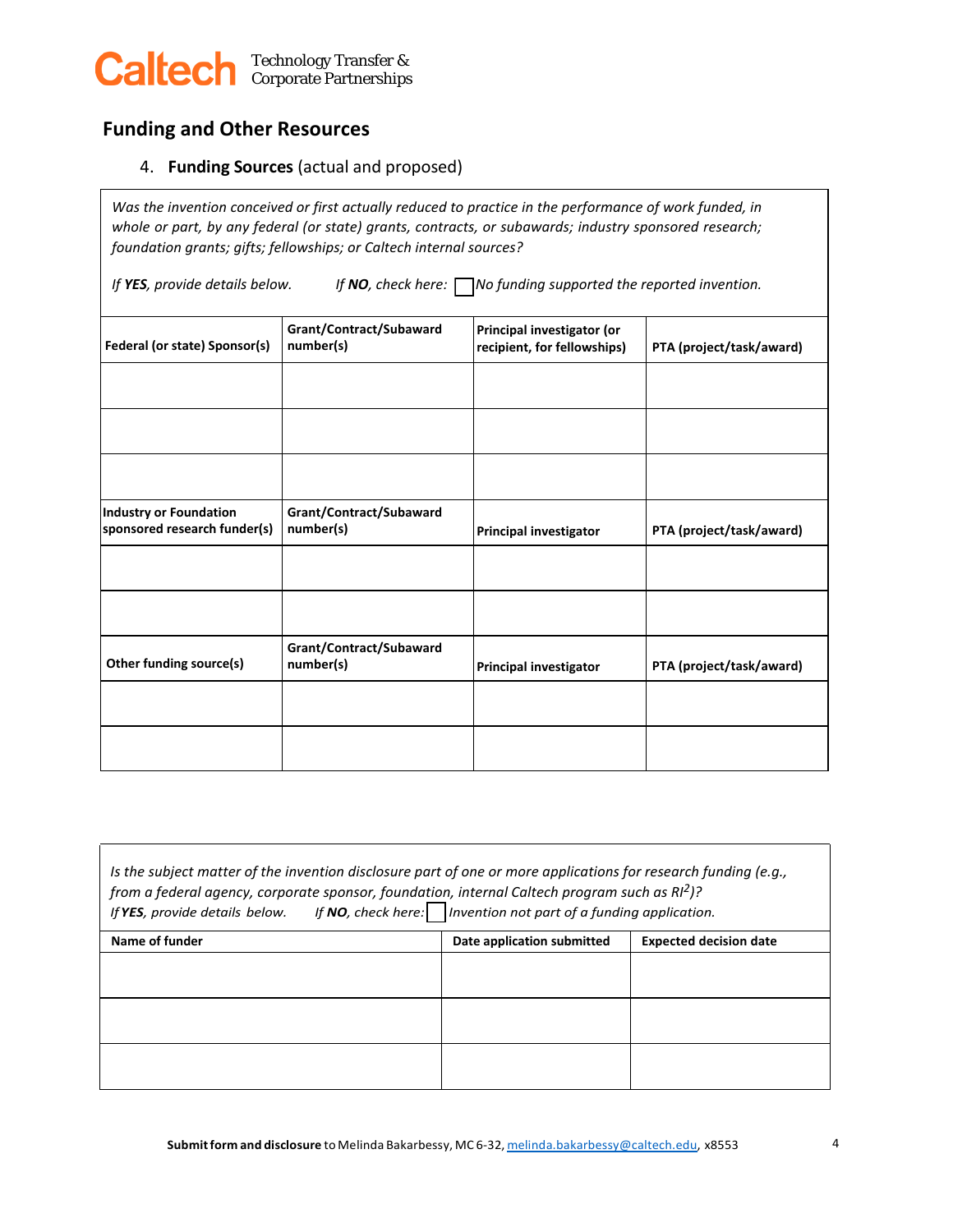## Funding and Other Resources

4. **Funding Sources** (actual and proposed)

*Was the invention conceived or first actually reduced to practice in the performance of work funded, in whole or part, by any federal (or state) grants, contracts, or subawards; industry sponsored research; foundation grants; gifts; fellowships; or Caltech internal sources?*

*If **YES**, provide details below.* *If **NO**, check here:* ☐ *No funding supported the reported invention.*

| **Federal (or state) Sponsor(s)** | **Grant/Contract/Subaward number(s)** | **Principal investigator (or recipient, for fellowships)** | **PTA (project/task/award)** |
|---|---|---|---|
| | | | |
| | | | |
| | | | |
| **Industry or Foundation sponsored research funder(s)** | **Grant/Contract/Subaward number(s)** | **Principal investigator** | **PTA (project/task/award)** |
| | | | |
| | | | |
| **Other funding source(s)** | **Grant/Contract/Subaward number(s)** | **Principal investigator** | **PTA (project/task/award)** |
| | | | |
| | | | |

*Is the subject matter of the invention disclosure part of one or more applications for research funding (e.g., from a federal agency, corporate sponsor, foundation, internal Caltech program such as RI²)?*
*If **YES**, provide details below.* *If **NO**, check here:* ☐ *Invention not part of a funding application.*

| **Name of funder** | **Date application submitted** | **Expected decision date** |
|---|---|---|
| | | |
| | | |
| | | |

**Submit form and disclosure** to Melinda Bakarbessy, MC 6-32, melinda.bakarbessy@caltech.edu, x8553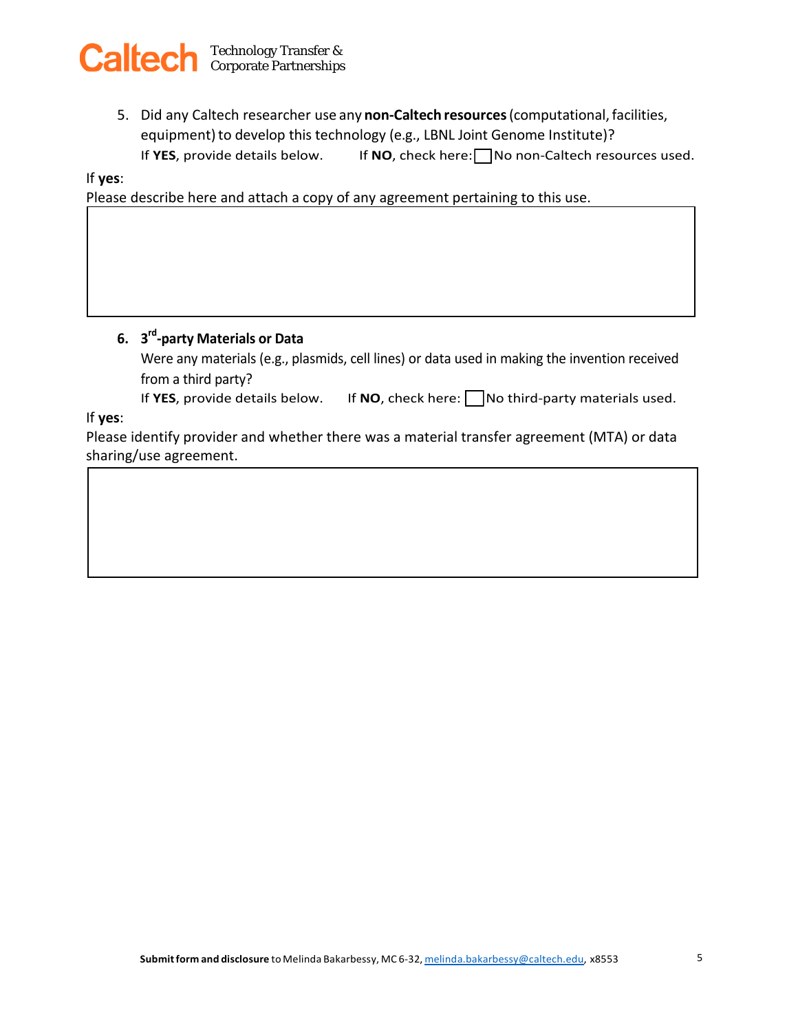5. Did any Caltech researcher use any **non-Caltech resources** (computational, facilities, equipment) to develop this technology (e.g., LBNL Joint Genome Institute)?
   If **YES**, provide details below. If **NO**, check here: ☐ No non-Caltech resources used.

If **yes**:
Please describe here and attach a copy of any agreement pertaining to this use.

| |
|---|
| |

6. **3rd-party Materials or Data**
   Were any materials (e.g., plasmids, cell lines) or data used in making the invention received from a third party?
   If **YES**, provide details below. If **NO**, check here: ☐ No third-party materials used.

If **yes**:
Please identify provider and whether there was a material transfer agreement (MTA) or data sharing/use agreement.

| |
|---|
| |

**Submit form and disclosure** to Melinda Bakarbessy, MC 6-32, melinda.bakarbessy@caltech.edu, x8553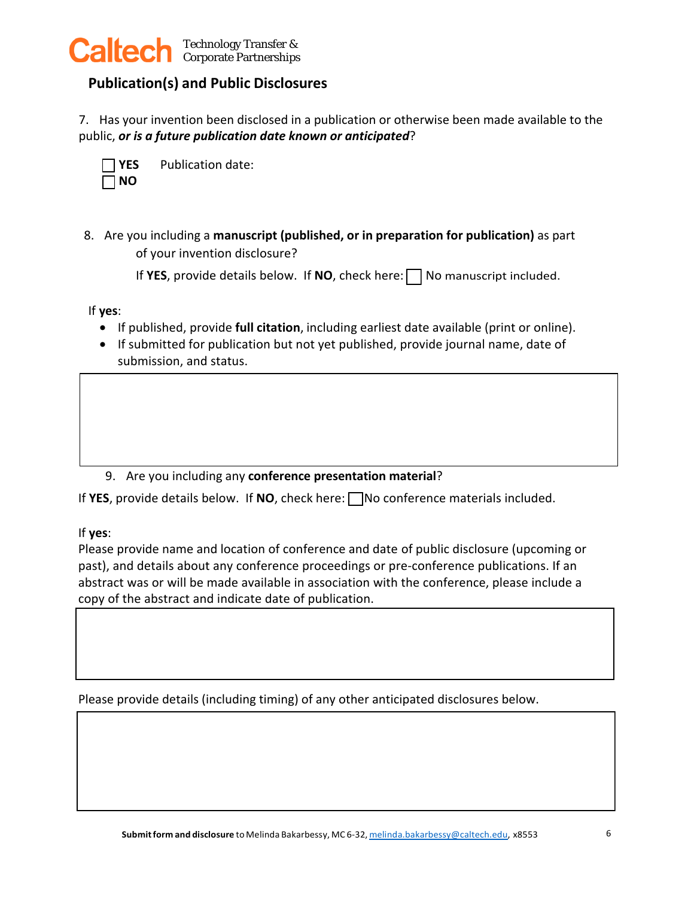Caltech Technology Transfer & Corporate Partnerships

## Publication(s) and Public Disclosures

7. Has your invention been disclosed in a publication or otherwise been made available to the public, ***or is a future publication date known or anticipated***?

☐ **YES** Publication date:
☐ **NO**

8. Are you including a **manuscript (published, or in preparation for publication)** as part of your invention disclosure?

   If **YES**, provide details below. If **NO**, check here: ☐ No manuscript included.

If **yes**:

- If published, provide **full citation**, including earliest date available (print or online).
- If submitted for publication but not yet published, provide journal name, date of submission, and status.

9. Are you including any **conference presentation material**?

If **YES**, provide details below. If **NO**, check here: ☐ No conference materials included.

If **yes**:
Please provide name and location of conference and date of public disclosure (upcoming or past), and details about any conference proceedings or pre-conference publications. If an abstract was or will be made available in association with the conference, please include a copy of the abstract and indicate date of publication.

Please provide details (including timing) of any other anticipated disclosures below.

**Submit form and disclosure** to Melinda Bakarbessy, MC 6-32, melinda.bakarbessy@caltech.edu, x8553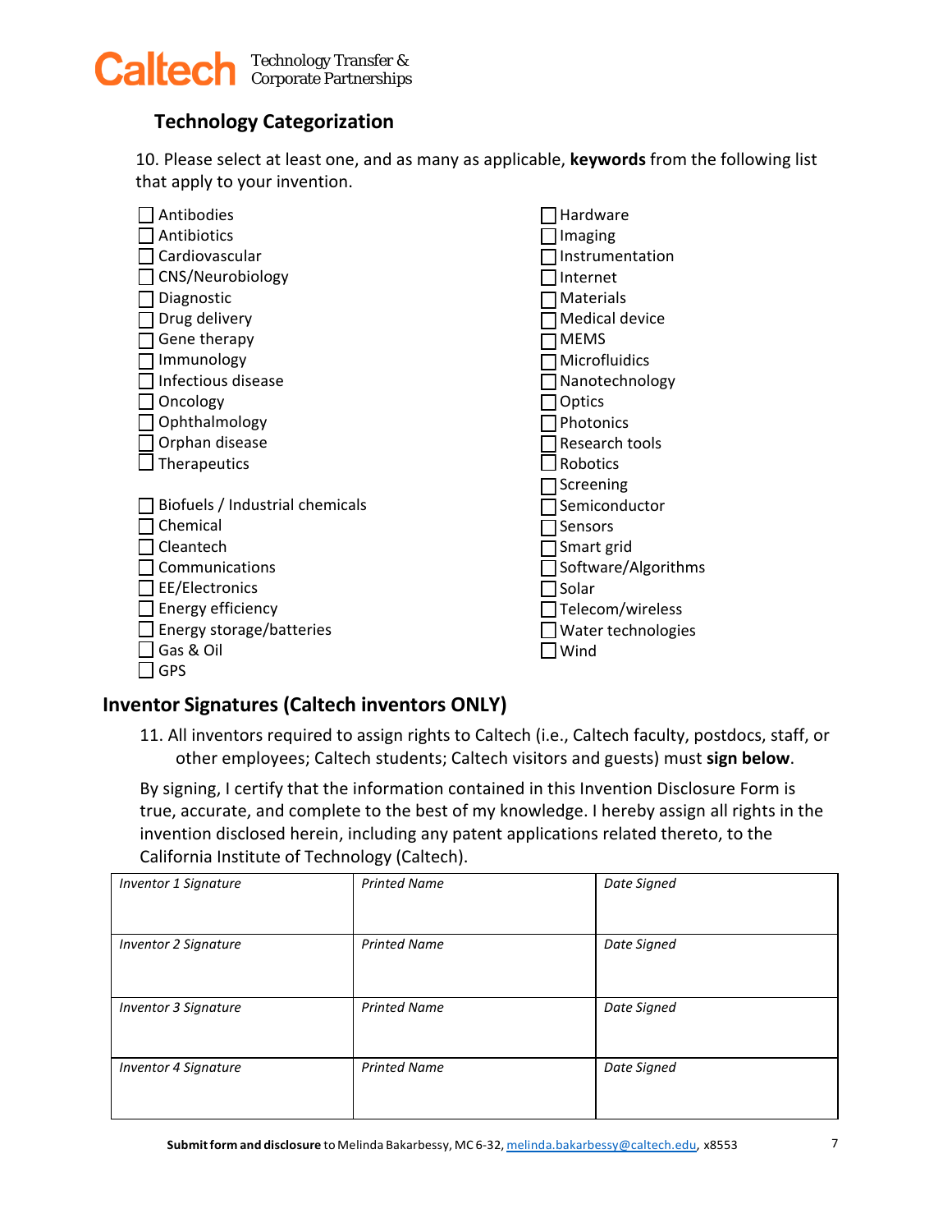Caltech Technology Transfer & Corporate Partnerships

## Technology Categorization

10. Please select at least one, and as many as applicable, **keywords** from the following list that apply to your invention.

- ☐ Antibodies
- ☐ Antibiotics
- ☐ Cardiovascular
- ☐ CNS/Neurobiology
- ☐ Diagnostic
- ☐ Drug delivery
- ☐ Gene therapy
- ☐ Immunology
- ☐ Infectious disease
- ☐ Oncology
- ☐ Ophthalmology
- ☐ Orphan disease
- ☐ Therapeutics

- ☐ Biofuels / Industrial chemicals
- ☐ Chemical
- ☐ Cleantech
- ☐ Communications
- ☐ EE/Electronics
- ☐ Energy efficiency
- ☐ Energy storage/batteries
- ☐ Gas & Oil
- ☐ GPS
- ☐ Hardware
- ☐ Imaging
- ☐ Instrumentation
- ☐ Internet
- ☐ Materials
- ☐ Medical device
- ☐ MEMS
- ☐ Microfluidics
- ☐ Nanotechnology
- ☐ Optics
- ☐ Photonics
- ☐ Research tools
- ☐ Robotics
- ☐ Screening
- ☐ Semiconductor
- ☐ Sensors
- ☐ Smart grid
- ☐ Software/Algorithms
- ☐ Solar
- ☐ Telecom/wireless
- ☐ Water technologies
- ☐ Wind

## Inventor Signatures (Caltech inventors ONLY)

11. All inventors required to assign rights to Caltech (i.e., Caltech faculty, postdocs, staff, or other employees; Caltech students; Caltech visitors and guests) must **sign below**.

By signing, I certify that the information contained in this Invention Disclosure Form is true, accurate, and complete to the best of my knowledge. I hereby assign all rights in the invention disclosed herein, including any patent applications related thereto, to the California Institute of Technology (Caltech).

| | | |
|---|---|---|
| *Inventor 1 Signature* | *Printed Name* | *Date Signed* |
| *Inventor 2 Signature* | *Printed Name* | *Date Signed* |
| *Inventor 3 Signature* | *Printed Name* | *Date Signed* |
| *Inventor 4 Signature* | *Printed Name* | *Date Signed* |

**Submit form and disclosure** to Melinda Bakarbessy, MC 6-32, melinda.bakarbessy@caltech.edu, x8553